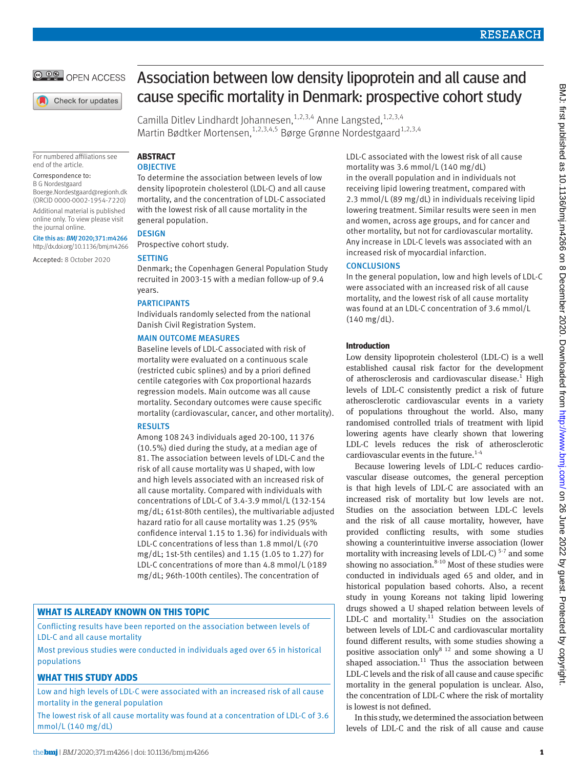# Association between low density lipoprotein and all cause and cause specific mortality in Denmark: prospective cohort study

Camilla Ditlev Lindhardt Johannesen,[1,2,3,4] Anne Langsted,[1,2,3,4] Martin Bødtker Mortensen,[1,2,3,4,5] Børge Grønne Nordestgaard[1,2,3,4]

For numbered affiliations see end of the article.

Correspondence to: B G Nordestgaard Boerge.Nordestgaard@regionh.dk (ORCID 0000-0002-1954-7220)

Additional material is published online only. To view please visit the journal online.

Cite this as: *BMJ* 2020;371:m4266
http://dx.doi.org/10.1136/bmj.m4266

Accepted: 8 October 2020

## ABSTRACT

### OBJECTIVE

To determine the association between levels of low density lipoprotein cholesterol (LDL-C) and all cause mortality, and the concentration of LDL-C associated with the lowest risk of all cause mortality in the general population.

### DESIGN

Prospective cohort study.

### SETTING

Denmark; the Copenhagen General Population Study recruited in 2003-15 with a median follow-up of 9.4 years.

### PARTICIPANTS

Individuals randomly selected from the national Danish Civil Registration System.

### MAIN OUTCOME MEASURES

Baseline levels of LDL-C associated with risk of mortality were evaluated on a continuous scale (restricted cubic splines) and by a priori defined centile categories with Cox proportional hazards regression models. Main outcome was all cause mortality. Secondary outcomes were cause specific mortality (cardiovascular, cancer, and other mortality).

### RESULTS

Among 108 243 individuals aged 20-100, 11 376 (10.5%) died during the study, at a median age of 81. The association between levels of LDL-C and the risk of all cause mortality was U shaped, with low and high levels associated with an increased risk of all cause mortality. Compared with individuals with concentrations of LDL-C of 3.4-3.9 mmol/L (132-154 mg/dL; 61st-80th centiles), the multivariable adjusted hazard ratio for all cause mortality was 1.25 (95% confidence interval 1.15 to 1.36) for individuals with LDL-C concentrations of less than 1.8 mmol/L (<70 mg/dL; 1st-5th centiles) and 1.15 (1.05 to 1.27) for LDL-C concentrations of more than 4.8 mmol/L (>189 mg/dL; 96th-100th centiles). The concentration of LDL-C associated with the lowest risk of all cause mortality was 3.6 mmol/L (140 mg/dL) in the overall population and in individuals not receiving lipid lowering treatment, compared with 2.3 mmol/L (89 mg/dL) in individuals receiving lipid lowering treatment. Similar results were seen in men and women, across age groups, and for cancer and other mortality, but not for cardiovascular mortality. Any increase in LDL-C levels was associated with an increased risk of myocardial infarction.

### CONCLUSIONS

In the general population, low and high levels of LDL-C were associated with an increased risk of all cause mortality, and the lowest risk of all cause mortality was found at an LDL-C concentration of 3.6 mmol/L (140 mg/dL).

## WHAT IS ALREADY KNOWN ON THIS TOPIC

Conflicting results have been reported on the association between levels of LDL-C and all cause mortality

Most previous studies were conducted in individuals aged over 65 in historical populations

## WHAT THIS STUDY ADDS

Low and high levels of LDL-C were associated with an increased risk of all cause mortality in the general population

The lowest risk of all cause mortality was found at a concentration of LDL-C of 3.6 mmol/L (140 mg/dL)

## Introduction

Low density lipoprotein cholesterol (LDL-C) is a well established causal risk factor for the development of atherosclerosis and cardiovascular disease.[1] High levels of LDL-C consistently predict a risk of future atherosclerotic cardiovascular events in a variety of populations throughout the world. Also, many randomised controlled trials of treatment with lipid lowering agents have clearly shown that lowering LDL-C levels reduces the risk of atherosclerotic cardiovascular events in the future.[1-4]

Because lowering levels of LDL-C reduces cardiovascular disease outcomes, the general perception is that high levels of LDL-C are associated with an increased risk of mortality but low levels are not. Studies on the association between LDL-C levels and the risk of all cause mortality, however, have provided conflicting results, with some studies showing a counterintuitive inverse association (lower mortality with increasing levels of LDL-C)[5-7] and some showing no association.[8-10] Most of these studies were conducted in individuals aged 65 and older, and in historical population based cohorts. Also, a recent study in young Koreans not taking lipid lowering drugs showed a U shaped relation between levels of LDL-C and mortality.[11] Studies on the association between levels of LDL-C and cardiovascular mortality found different results, with some studies showing a positive association only[8,12] and some showing a U shaped association.[11] Thus the association between LDL-C levels and the risk of all cause and cause specific mortality in the general population is unclear. Also, the concentration of LDL-C where the risk of mortality is lowest is not defined.

In this study, we determined the association between levels of LDL-C and the risk of all cause and cause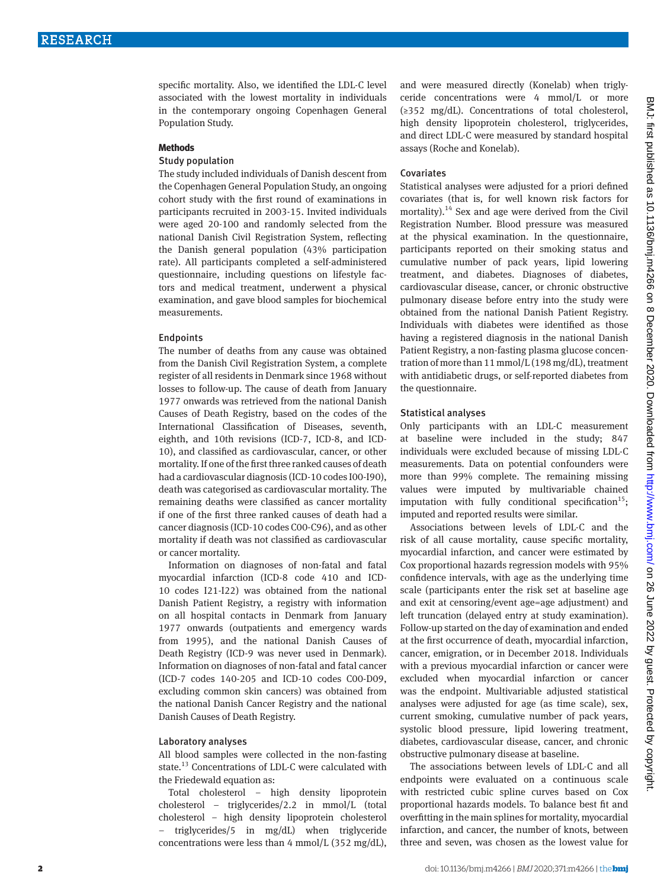specific mortality. Also, we identified the LDL-C level associated with the lowest mortality in individuals in the contemporary ongoing Copenhagen General Population Study.

## Methods

### Study population

The study included individuals of Danish descent from the Copenhagen General Population Study, an ongoing cohort study with the first round of examinations in participants recruited in 2003-15. Invited individuals were aged 20-100 and randomly selected from the national Danish Civil Registration System, reflecting the Danish general population (43% participation rate). All participants completed a self-administered questionnaire, including questions on lifestyle factors and medical treatment, underwent a physical examination, and gave blood samples for biochemical measurements.

### Endpoints

The number of deaths from any cause was obtained from the Danish Civil Registration System, a complete register of all residents in Denmark since 1968 without losses to follow-up. The cause of death from January 1977 onwards was retrieved from the national Danish Causes of Death Registry, based on the codes of the International Classification of Diseases, seventh, eighth, and 10th revisions (ICD-7, ICD-8, and ICD-10), and classified as cardiovascular, cancer, or other mortality. If one of the first three ranked causes of death had a cardiovascular diagnosis (ICD-10 codes I00-I90), death was categorised as cardiovascular mortality. The remaining deaths were classified as cancer mortality if one of the first three ranked causes of death had a cancer diagnosis (ICD-10 codes C00-C96), and as other mortality if death was not classified as cardiovascular or cancer mortality.

Information on diagnoses of non-fatal and fatal myocardial infarction (ICD-8 code 410 and ICD-10 codes I21-I22) was obtained from the national Danish Patient Registry, a registry with information on all hospital contacts in Denmark from January 1977 onwards (outpatients and emergency wards from 1995), and the national Danish Causes of Death Registry (ICD-9 was never used in Denmark). Information on diagnoses of non-fatal and fatal cancer (ICD-7 codes 140-205 and ICD-10 codes C00-D09, excluding common skin cancers) was obtained from the national Danish Cancer Registry and the national Danish Causes of Death Registry.

### Laboratory analyses

All blood samples were collected in the non-fasting state.[13] Concentrations of LDL-C were calculated with the Friedewald equation as:

Total cholesterol − high density lipoprotein cholesterol − triglycerides/2.2 in mmol/L (total cholesterol − high density lipoprotein cholesterol − triglycerides/5 in mg/dL) when triglyceride concentrations were less than 4 mmol/L (352 mg/dL), and were measured directly (Konelab) when triglyceride concentrations were 4 mmol/L or more (≥352 mg/dL). Concentrations of total cholesterol, high density lipoprotein cholesterol, triglycerides, and direct LDL-C were measured by standard hospital assays (Roche and Konelab).

### Covariates

Statistical analyses were adjusted for a priori defined covariates (that is, for well known risk factors for mortality).[14] Sex and age were derived from the Civil Registration Number. Blood pressure was measured at the physical examination. In the questionnaire, participants reported on their smoking status and cumulative number of pack years, lipid lowering treatment, and diabetes. Diagnoses of diabetes, cardiovascular disease, cancer, or chronic obstructive pulmonary disease before entry into the study were obtained from the national Danish Patient Registry. Individuals with diabetes were identified as those having a registered diagnosis in the national Danish Patient Registry, a non-fasting plasma glucose concentration of more than 11 mmol/L (198 mg/dL), treatment with antidiabetic drugs, or self-reported diabetes from the questionnaire.

### Statistical analyses

Only participants with an LDL-C measurement at baseline were included in the study; 847 individuals were excluded because of missing LDL-C measurements. Data on potential confounders were more than 99% complete. The remaining missing values were imputed by multivariable chained imputation with fully conditional specification[15]; imputed and reported results were similar.

Associations between levels of LDL-C and the risk of all cause mortality, cause specific mortality, myocardial infarction, and cancer were estimated by Cox proportional hazards regression models with 95% confidence intervals, with age as the underlying time scale (participants enter the risk set at baseline age and exit at censoring/event age=age adjustment) and left truncation (delayed entry at study examination). Follow-up started on the day of examination and ended at the first occurrence of death, myocardial infarction, cancer, emigration, or in December 2018. Individuals with a previous myocardial infarction or cancer were excluded when myocardial infarction or cancer was the endpoint. Multivariable adjusted statistical analyses were adjusted for age (as time scale), sex, current smoking, cumulative number of pack years, systolic blood pressure, lipid lowering treatment, diabetes, cardiovascular disease, cancer, and chronic obstructive pulmonary disease at baseline.

The associations between levels of LDL-C and all endpoints were evaluated on a continuous scale with restricted cubic spline curves based on Cox proportional hazards models. To balance best fit and overfitting in the main splines for mortality, myocardial infarction, and cancer, the number of knots, between three and seven, was chosen as the lowest value for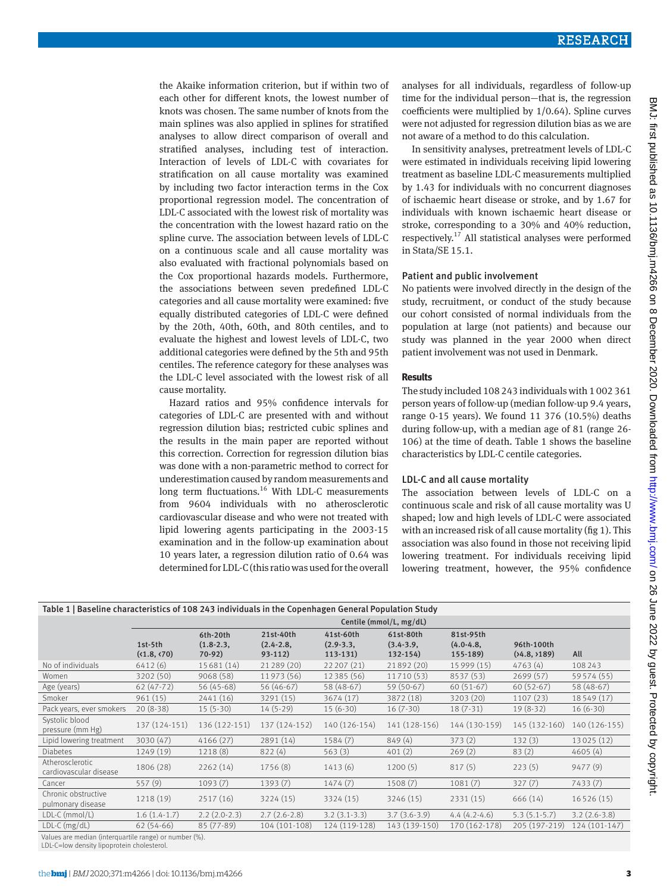the Akaike information criterion, but if within two of each other for different knots, the lowest number of knots was chosen. The same number of knots from the main splines was also applied in splines for stratified analyses to allow direct comparison of overall and stratified analyses, including test of interaction. Interaction of levels of LDL-C with covariates for stratification on all cause mortality was examined by including two factor interaction terms in the Cox proportional regression model. The concentration of LDL-C associated with the lowest risk of mortality was the concentration with the lowest hazard ratio on the spline curve. The association between levels of LDL-C on a continuous scale and all cause mortality was also evaluated with fractional polynomials based on the Cox proportional hazards models. Furthermore, the associations between seven predefined LDL-C categories and all cause mortality were examined: five equally distributed categories of LDL-C were defined by the 20th, 40th, 60th, and 80th centiles, and to evaluate the highest and lowest levels of LDL-C, two additional categories were defined by the 5th and 95th centiles. The reference category for these analyses was the LDL-C level associated with the lowest risk of all cause mortality.

Hazard ratios and 95% confidence intervals for categories of LDL-C are presented with and without regression dilution bias; restricted cubic splines and the results in the main paper are reported without this correction. Correction for regression dilution bias was done with a non-parametric method to correct for underestimation caused by random measurements and long term fluctuations.[16] With LDL-C measurements from 9604 individuals with no atherosclerotic cardiovascular disease and who were not treated with lipid lowering agents participating in the 2003-15 examination and in the follow-up examination about 10 years later, a regression dilution ratio of 0.64 was determined for LDL-C (this ratio was used for the overall analyses for all individuals, regardless of follow-up time for the individual person—that is, the regression coefficients were multiplied by 1/0.64). Spline curves were not adjusted for regression dilution bias as we are not aware of a method to do this calculation.

In sensitivity analyses, pretreatment levels of LDL-C were estimated in individuals receiving lipid lowering treatment as baseline LDL-C measurements multiplied by 1.43 for individuals with no concurrent diagnoses of ischaemic heart disease or stroke, and by 1.67 for individuals with known ischaemic heart disease or stroke, corresponding to a 30% and 40% reduction, respectively.[17] All statistical analyses were performed in Stata/SE 15.1.

### Patient and public involvement

No patients were involved directly in the design of the study, recruitment, or conduct of the study because our cohort consisted of normal individuals from the population at large (not patients) and because our study was planned in the year 2000 when direct patient involvement was not used in Denmark.

## Results

The study included 108 243 individuals with 1 002 361 person years of follow-up (median follow-up 9.4 years, range 0-15 years). We found 11 376 (10.5%) deaths during follow-up, with a median age of 81 (range 26-106) at the time of death. Table 1 shows the baseline characteristics by LDL-C centile categories.

### LDL-C and all cause mortality

The association between levels of LDL-C on a continuous scale and risk of all cause mortality was U shaped; low and high levels of LDL-C were associated with an increased risk of all cause mortality (fig 1). This association was also found in those not receiving lipid lowering treatment. For individuals receiving lipid lowering treatment, however, the 95% confidence

**Table 1 | Baseline characteristics of 108 243 individuals in the Copenhagen General Population Study**

| | Centile (mmol/L, mg/dL) | | | | | | | |
|---|---|---|---|---|---|---|---|---|
| | 1st-5th (<1.8, <70) | 6th-20th (1.8-2.3, 70-92) | 21st-40th (2.4-2.8, 93-112) | 41st-60th (2.9-3.3, 113-131) | 61st-80th (3.4-3.9, 132-154) | 81st-95th (4.0-4.8, 155-189) | 96th-100th (>4.8, >189) | All |
| No of individuals | 6412 (6) | 15 681 (14) | 21 289 (20) | 22 207 (21) | 21 892 (20) | 15 999 (15) | 4763 (4) | 108 243 |
| Women | 3202 (50) | 9068 (58) | 11 973 (56) | 12 385 (56) | 11 710 (53) | 8537 (53) | 2699 (57) | 59 574 (55) |
| Age (years) | 62 (47-72) | 56 (45-68) | 56 (46-67) | 58 (48-67) | 59 (50-67) | 60 (51-67) | 60 (52-67) | 58 (48-67) |
| Smoker | 961 (15) | 2441 (16) | 3291 (15) | 3674 (17) | 3872 (18) | 3203 (20) | 1107 (23) | 18 549 (17) |
| Pack years, ever smokers | 20 (8-38) | 15 (5-30) | 14 (5-29) | 15 (6-30) | 16 (7-30) | 18 (7-31) | 19 (8-32) | 16 (6-30) |
| Systolic blood pressure (mm Hg) | 137 (124-151) | 136 (122-151) | 137 (124-152) | 140 (126-154) | 141 (128-156) | 144 (130-159) | 145 (132-160) | 140 (126-155) |
| Lipid lowering treatment | 3030 (47) | 4166 (27) | 2891 (14) | 1584 (7) | 849 (4) | 373 (2) | 132 (3) | 13 025 (12) |
| Diabetes | 1249 (19) | 1218 (8) | 822 (4) | 563 (3) | 401 (2) | 269 (2) | 83 (2) | 4605 (4) |
| Atherosclerotic cardiovascular disease | 1806 (28) | 2262 (14) | 1756 (8) | 1413 (6) | 1200 (5) | 817 (5) | 223 (5) | 9477 (9) |
| Cancer | 557 (9) | 1093 (7) | 1393 (7) | 1474 (7) | 1508 (7) | 1081 (7) | 327 (7) | 7433 (7) |
| Chronic obstructive pulmonary disease | 1218 (19) | 2517 (16) | 3224 (15) | 3324 (15) | 3246 (15) | 2331 (15) | 666 (14) | 16 526 (15) |
| LDL-C (mmol/L) | 1.6 (1.4-1.7) | 2.2 (2.0-2.3) | 2.7 (2.6-2.8) | 3.2 (3.1-3.3) | 3.7 (3.6-3.9) | 4.4 (4.2-4.6) | 5.3 (5.1-5.7) | 3.2 (2.6-3.8) |
| LDL-C (mg/dL) | 62 (54-66) | 85 (77-89) | 104 (101-108) | 124 (119-128) | 143 (139-150) | 170 (162-178) | 205 (197-219) | 124 (101-147) |

Values are median (interquartile range) or number (%).
LDL-C=low density lipoprotein cholesterol.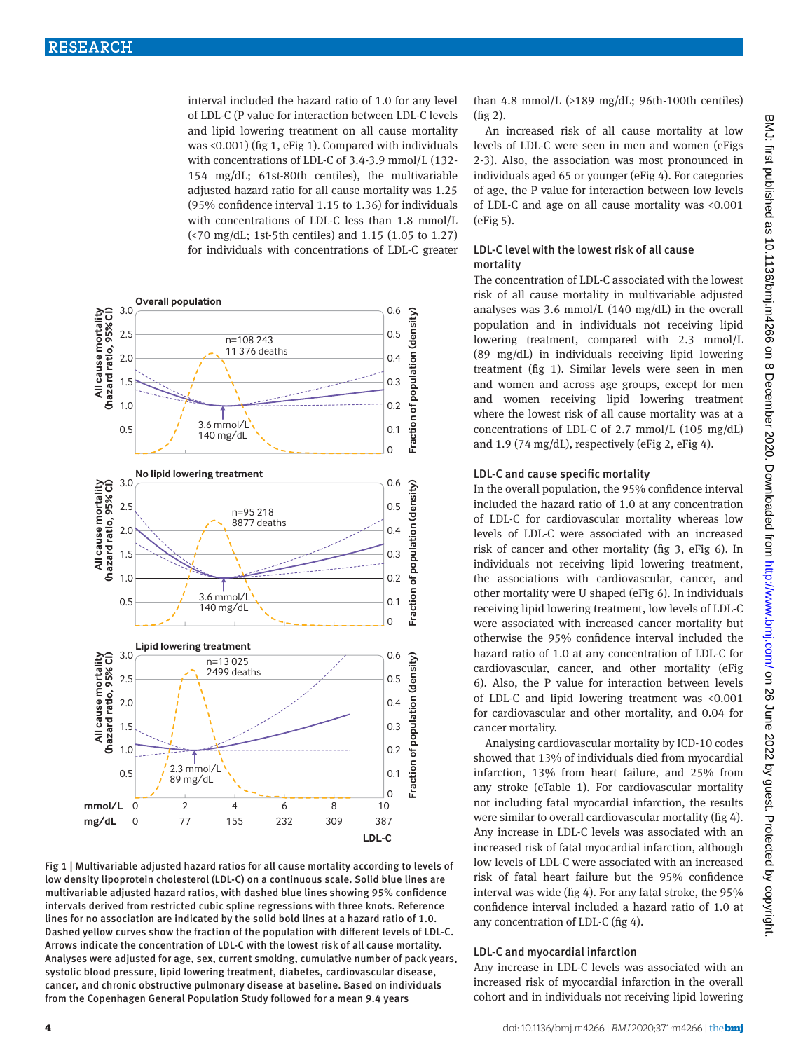interval included the hazard ratio of 1.0 for any level of LDL-C (P value for interaction between LDL-C levels and lipid lowering treatment on all cause mortality was <0.001) (fig 1, eFig 1). Compared with individuals with concentrations of LDL-C of 3.4-3.9 mmol/L (132-154 mg/dL; 61st-80th centiles), the multivariable adjusted hazard ratio for all cause mortality was 1.25 (95% confidence interval 1.15 to 1.36) for individuals with concentrations of LDL-C less than 1.8 mmol/L (<70 mg/dL; 1st-5th centiles) and 1.15 (1.05 to 1.27) for individuals with concentrations of LDL-C greater than 4.8 mmol/L (>189 mg/dL; 96th-100th centiles) (fig 2).

An increased risk of all cause mortality at low levels of LDL-C were seen in men and women (eFigs 2-3). Also, the association was most pronounced in individuals aged 65 or younger (eFig 4). For categories of age, the P value for interaction between low levels of LDL-C and age on all cause mortality was <0.001 (eFig 5).

Fig 1 | Multivariable adjusted hazard ratios for all cause mortality according to levels of low density lipoprotein cholesterol (LDL-C) on a continuous scale. Solid blue lines are multivariable adjusted hazard ratios, with dashed blue lines showing 95% confidence intervals derived from restricted cubic spline regressions with three knots. Reference lines for no association are indicated by the solid bold lines at a hazard ratio of 1.0. Dashed yellow curves show the fraction of the population with different levels of LDL-C. Arrows indicate the concentration of LDL-C with the lowest risk of all cause mortality. Analyses were adjusted for age, sex, current smoking, cumulative number of pack years, systolic blood pressure, lipid lowering treatment, diabetes, cardiovascular disease, cancer, and chronic obstructive pulmonary disease at baseline. Based on individuals from the Copenhagen General Population Study followed for a mean 9.4 years

## LDL-C level with the lowest risk of all cause mortality

The concentration of LDL-C associated with the lowest risk of all cause mortality in multivariable adjusted analyses was 3.6 mmol/L (140 mg/dL) in the overall population and in individuals not receiving lipid lowering treatment, compared with 2.3 mmol/L (89 mg/dL) in individuals receiving lipid lowering treatment (fig 1). Similar levels were seen in men and women and across age groups, except for men and women receiving lipid lowering treatment where the lowest risk of all cause mortality was at a concentrations of LDL-C of 2.7 mmol/L (105 mg/dL) and 1.9 (74 mg/dL), respectively (eFig 2, eFig 4).

## LDL-C and cause specific mortality

In the overall population, the 95% confidence interval included the hazard ratio of 1.0 at any concentration of LDL-C for cardiovascular mortality whereas low levels of LDL-C were associated with an increased risk of cancer and other mortality (fig 3, eFig 6). In individuals not receiving lipid lowering treatment, the associations with cardiovascular, cancer, and other mortality were U shaped (eFig 6). In individuals receiving lipid lowering treatment, low levels of LDL-C were associated with increased cancer mortality but otherwise the 95% confidence interval included the hazard ratio of 1.0 at any concentration of LDL-C for cardiovascular, cancer, and other mortality (eFig 6). Also, the P value for interaction between levels of LDL-C and lipid lowering treatment was <0.001 for cardiovascular and other mortality, and 0.04 for cancer mortality.

Analysing cardiovascular mortality by ICD-10 codes showed that 13% of individuals died from myocardial infarction, 13% from heart failure, and 25% from any stroke (eTable 1). For cardiovascular mortality not including fatal myocardial infarction, the results were similar to overall cardiovascular mortality (fig 4). Any increase in LDL-C levels was associated with an increased risk of fatal myocardial infarction, although low levels of LDL-C were associated with an increased risk of fatal heart failure but the 95% confidence interval was wide (fig 4). For any fatal stroke, the 95% confidence interval included a hazard ratio of 1.0 at any concentration of LDL-C (fig 4).

## LDL-C and myocardial infarction

Any increase in LDL-C levels was associated with an increased risk of myocardial infarction in the overall cohort and in individuals not receiving lipid lowering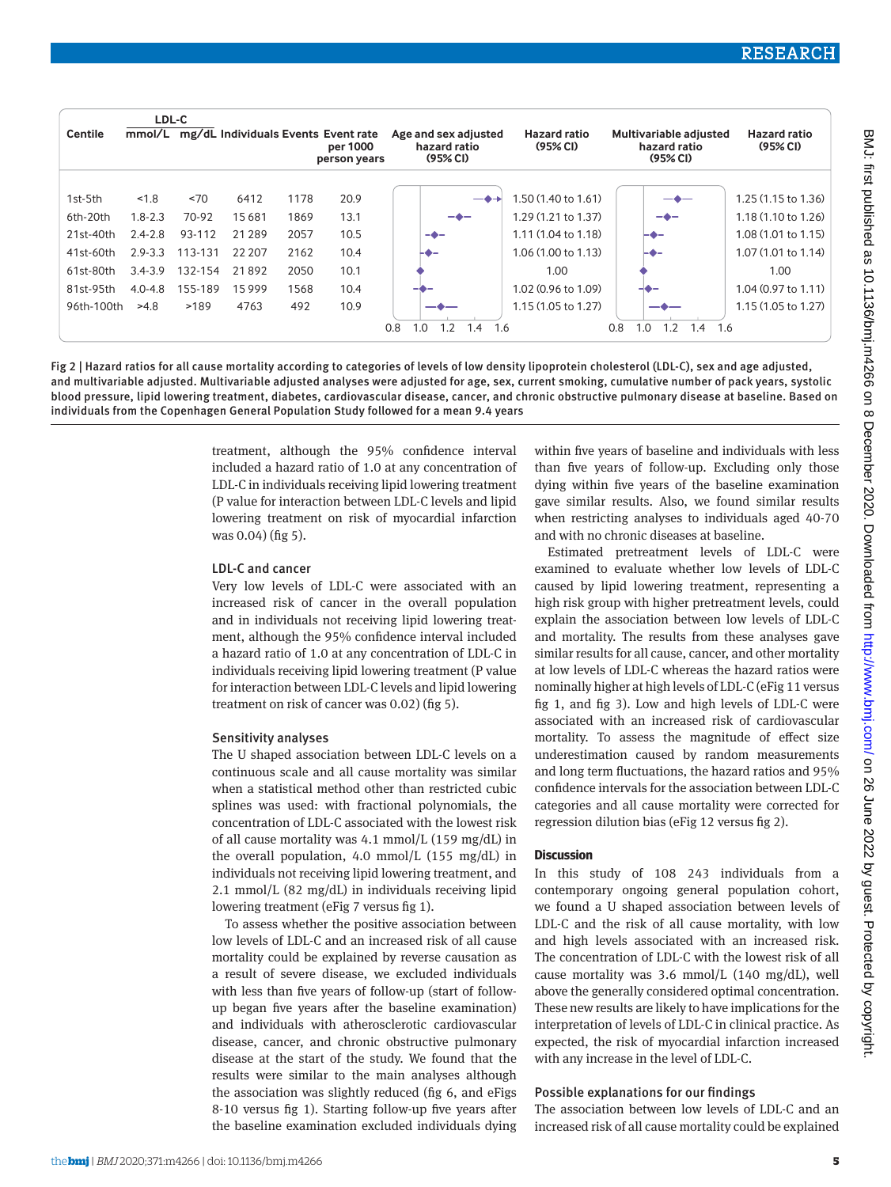| Centile | LDL-C mmol/L | LDL-C mg/dL | Individuals | Events | Event rate per 1000 person years | Age and sex adjusted hazard ratio (95% CI) | Hazard ratio (95% CI) | Multivariable adjusted hazard ratio (95% CI) | Hazard ratio (95% CI) |
|---|---|---|---|---|---|---|---|---|---|
| 1st-5th | <1.8 | <70 | 6412 | 1178 | 20.9 | | 1.50 (1.40 to 1.61) | | 1.25 (1.15 to 1.36) |
| 6th-20th | 1.8-2.3 | 70-92 | 15 681 | 1869 | 13.1 | | 1.29 (1.21 to 1.37) | | 1.18 (1.10 to 1.26) |
| 21st-40th | 2.4-2.8 | 93-112 | 21 289 | 2057 | 10.5 | | 1.11 (1.04 to 1.18) | | 1.08 (1.01 to 1.15) |
| 41st-60th | 2.9-3.3 | 113-131 | 22 207 | 2162 | 10.4 | | 1.06 (1.00 to 1.13) | | 1.07 (1.01 to 1.14) |
| 61st-80th | 3.4-3.9 | 132-154 | 21 892 | 2050 | 10.1 | | 1.00 | | 1.00 |
| 81st-95th | 4.0-4.8 | 155-189 | 15 999 | 1568 | 10.4 | | 1.02 (0.96 to 1.09) | | 1.04 (0.97 to 1.11) |
| 96th-100th | >4.8 | >189 | 4763 | 492 | 10.9 | | 1.15 (1.05 to 1.27) | | 1.15 (1.05 to 1.27) |

Fig 2 | Hazard ratios for all cause mortality according to categories of levels of low density lipoprotein cholesterol (LDL-C), sex and age adjusted, and multivariable adjusted. Multivariable adjusted analyses were adjusted for age, sex, current smoking, cumulative number of pack years, systolic blood pressure, lipid lowering treatment, diabetes, cardiovascular disease, cancer, and chronic obstructive pulmonary disease at baseline. Based on individuals from the Copenhagen General Population Study followed for a mean 9.4 years

treatment, although the 95% confidence interval included a hazard ratio of 1.0 at any concentration of LDL-C in individuals receiving lipid lowering treatment (P value for interaction between LDL-C levels and lipid lowering treatment on risk of myocardial infarction was 0.04) (fig 5).

### LDL-C and cancer

Very low levels of LDL-C were associated with an increased risk of cancer in the overall population and in individuals not receiving lipid lowering treatment, although the 95% confidence interval included a hazard ratio of 1.0 at any concentration of LDL-C in individuals receiving lipid lowering treatment (P value for interaction between LDL-C levels and lipid lowering treatment on risk of cancer was 0.02) (fig 5).

### Sensitivity analyses

The U shaped association between LDL-C levels on a continuous scale and all cause mortality was similar when a statistical method other than restricted cubic splines was used: with fractional polynomials, the concentration of LDL-C associated with the lowest risk of all cause mortality was 4.1 mmol/L (159 mg/dL) in the overall population, 4.0 mmol/L (155 mg/dL) in individuals not receiving lipid lowering treatment, and 2.1 mmol/L (82 mg/dL) in individuals receiving lipid lowering treatment (eFig 7 versus fig 1).

To assess whether the positive association between low levels of LDL-C and an increased risk of all cause mortality could be explained by reverse causation as a result of severe disease, we excluded individuals with less than five years of follow-up (start of follow-up began five years after the baseline examination) and individuals with atherosclerotic cardiovascular disease, cancer, and chronic obstructive pulmonary disease at the start of the study. We found that the results were similar to the main analyses although the association was slightly reduced (fig 6, and eFigs 8-10 versus fig 1). Starting follow-up five years after the baseline examination excluded individuals dying within five years of baseline and individuals with less than five years of follow-up. Excluding only those dying within five years of the baseline examination gave similar results. Also, we found similar results when restricting analyses to individuals aged 40-70 and with no chronic diseases at baseline.

Estimated pretreatment levels of LDL-C were examined to evaluate whether low levels of LDL-C caused by lipid lowering treatment, representing a high risk group with higher pretreatment levels, could explain the association between low levels of LDL-C and mortality. The results from these analyses gave similar results for all cause, cancer, and other mortality at low levels of LDL-C whereas the hazard ratios were nominally higher at high levels of LDL-C (eFig 11 versus fig 1, and fig 3). Low and high levels of LDL-C were associated with an increased risk of cardiovascular mortality. To assess the magnitude of effect size underestimation caused by random measurements and long term fluctuations, the hazard ratios and 95% confidence intervals for the association between LDL-C categories and all cause mortality were corrected for regression dilution bias (eFig 12 versus fig 2).

## Discussion

In this study of 108 243 individuals from a contemporary ongoing general population cohort, we found a U shaped association between levels of LDL-C and the risk of all cause mortality, with low and high levels associated with an increased risk. The concentration of LDL-C with the lowest risk of all cause mortality was 3.6 mmol/L (140 mg/dL), well above the generally considered optimal concentration. These new results are likely to have implications for the interpretation of levels of LDL-C in clinical practice. As expected, the risk of myocardial infarction increased with any increase in the level of LDL-C.

### Possible explanations for our findings

The association between low levels of LDL-C and an increased risk of all cause mortality could be explained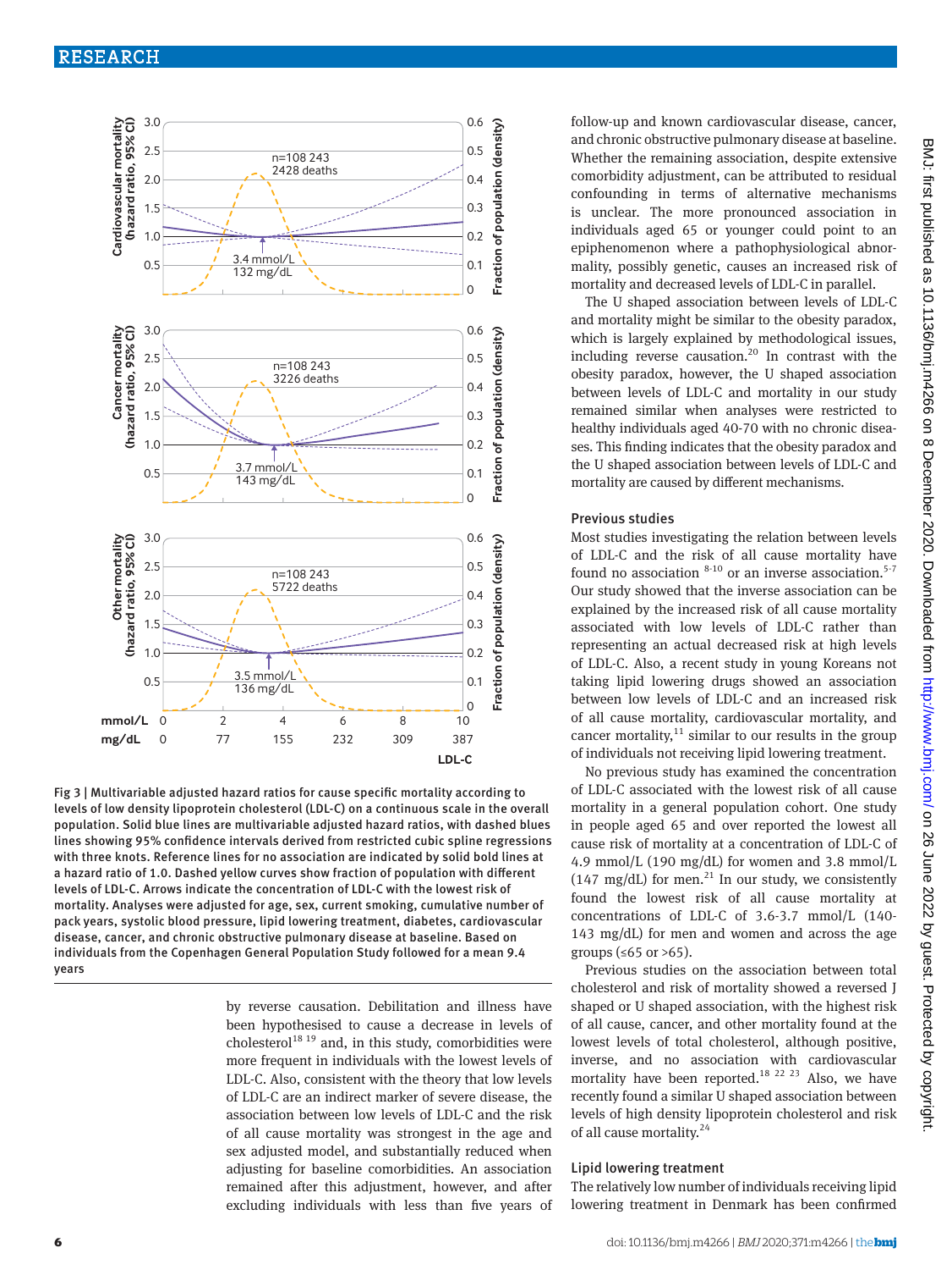Fig 3 | Multivariable adjusted hazard ratios for cause specific mortality according to levels of low density lipoprotein cholesterol (LDL-C) on a continuous scale in the overall population. Solid blue lines are multivariable adjusted hazard ratios, with dashed blues lines showing 95% confidence intervals derived from restricted cubic spline regressions with three knots. Reference lines for no association are indicated by solid bold lines at a hazard ratio of 1.0. Dashed yellow curves show fraction of population with different levels of LDL-C. Arrows indicate the concentration of LDL-C with the lowest risk of mortality. Analyses were adjusted for age, sex, current smoking, cumulative number of pack years, systolic blood pressure, lipid lowering treatment, diabetes, cardiovascular disease, cancer, and chronic obstructive pulmonary disease at baseline. Based on individuals from the Copenhagen General Population Study followed for a mean 9.4 years

by reverse causation. Debilitation and illness have been hypothesised to cause a decrease in levels of cholesterol[18 19] and, in this study, comorbidities were more frequent in individuals with the lowest levels of LDL-C. Also, consistent with the theory that low levels of LDL-C are an indirect marker of severe disease, the association between low levels of LDL-C and the risk of all cause mortality was strongest in the age and sex adjusted model, and substantially reduced when adjusting for baseline comorbidities. An association remained after this adjustment, however, and after excluding individuals with less than five years of follow-up and known cardiovascular disease, cancer, and chronic obstructive pulmonary disease at baseline. Whether the remaining association, despite extensive comorbidity adjustment, can be attributed to residual confounding in terms of alternative mechanisms is unclear. The more pronounced association in individuals aged 65 or younger could point to an epiphenomenon where a pathophysiological abnormality, possibly genetic, causes an increased risk of mortality and decreased levels of LDL-C in parallel.

The U shaped association between levels of LDL-C and mortality might be similar to the obesity paradox, which is largely explained by methodological issues, including reverse causation.[20] In contrast with the obesity paradox, however, the U shaped association between levels of LDL-C and mortality in our study remained similar when analyses were restricted to healthy individuals aged 40-70 with no chronic diseases. This finding indicates that the obesity paradox and the U shaped association between levels of LDL-C and mortality are caused by different mechanisms.

### Previous studies

Most studies investigating the relation between levels of LDL-C and the risk of all cause mortality have found no association[8-10] or an inverse association.[5-7] Our study showed that the inverse association can be explained by the increased risk of all cause mortality associated with low levels of LDL-C rather than representing an actual decreased risk at high levels of LDL-C. Also, a recent study in young Koreans not taking lipid lowering drugs showed an association between low levels of LDL-C and an increased risk of all cause mortality, cardiovascular mortality, and cancer mortality,[11] similar to our results in the group of individuals not receiving lipid lowering treatment.

No previous study has examined the concentration of LDL-C associated with the lowest risk of all cause mortality in a general population cohort. One study in people aged 65 and over reported the lowest all cause risk of mortality at a concentration of LDL-C of 4.9 mmol/L (190 mg/dL) for women and 3.8 mmol/L (147 mg/dL) for men.[21] In our study, we consistently found the lowest risk of all cause mortality at concentrations of LDL-C of 3.6-3.7 mmol/L (140-143 mg/dL) for men and women and across the age groups (≤65 or >65).

Previous studies on the association between total cholesterol and risk of mortality showed a reversed J shaped or U shaped association, with the highest risk of all cause, cancer, and other mortality found at the lowest levels of total cholesterol, although positive, inverse, and no association with cardiovascular mortality have been reported.[18 22 23] Also, we have recently found a similar U shaped association between levels of high density lipoprotein cholesterol and risk of all cause mortality.[24]

### Lipid lowering treatment

The relatively low number of individuals receiving lipid lowering treatment in Denmark has been confirmed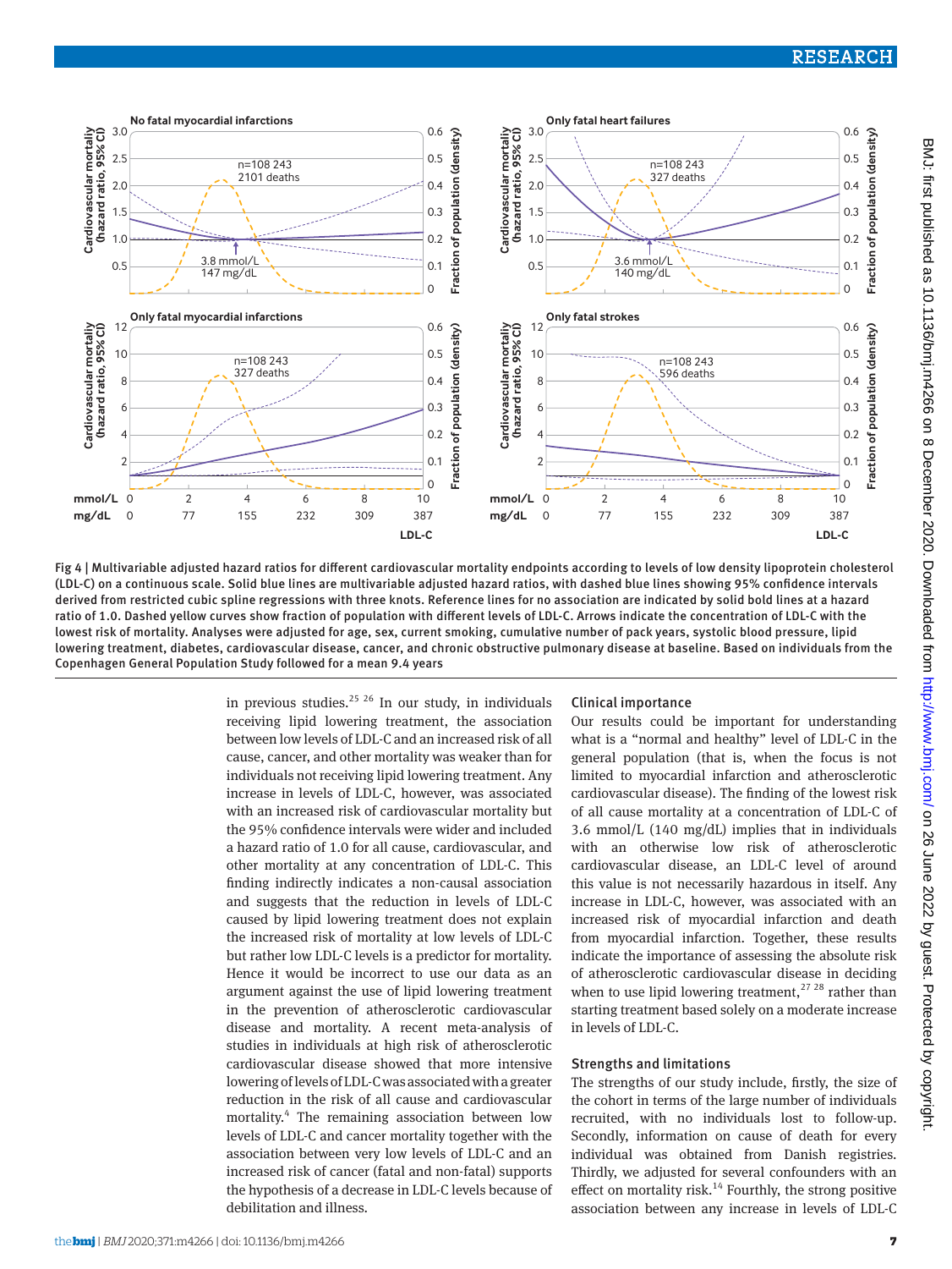Fig 4 | Multivariable adjusted hazard ratios for different cardiovascular mortality endpoints according to levels of low density lipoprotein cholesterol (LDL-C) on a continuous scale. Solid blue lines are multivariable adjusted hazard ratios, with dashed blue lines showing 95% confidence intervals derived from restricted cubic spline regressions with three knots. Reference lines for no association are indicated by solid bold lines at a hazard ratio of 1.0. Dashed yellow curves show fraction of population with different levels of LDL-C. Arrows indicate the concentration of LDL-C with the lowest risk of mortality. Analyses were adjusted for age, sex, current smoking, cumulative number of pack years, systolic blood pressure, lipid lowering treatment, diabetes, cardiovascular disease, cancer, and chronic obstructive pulmonary disease at baseline. Based on individuals from the Copenhagen General Population Study followed for a mean 9.4 years

in previous studies.[25 26] In our study, in individuals receiving lipid lowering treatment, the association between low levels of LDL-C and an increased risk of all cause, cancer, and other mortality was weaker than for individuals not receiving lipid lowering treatment. Any increase in levels of LDL-C, however, was associated with an increased risk of cardiovascular mortality but the 95% confidence intervals were wider and included a hazard ratio of 1.0 for all cause, cardiovascular, and other mortality at any concentration of LDL-C. This finding indirectly indicates a non-causal association and suggests that the reduction in levels of LDL-C caused by lipid lowering treatment does not explain the increased risk of mortality at low levels of LDL-C but rather low LDL-C levels is a predictor for mortality. Hence it would be incorrect to use our data as an argument against the use of lipid lowering treatment in the prevention of atherosclerotic cardiovascular disease and mortality. A recent meta-analysis of studies in individuals at high risk of atherosclerotic cardiovascular disease showed that more intensive lowering of levels of LDL-C was associated with a greater reduction in the risk of all cause and cardiovascular mortality.[4] The remaining association between low levels of LDL-C and cancer mortality together with the association between very low levels of LDL-C and an increased risk of cancer (fatal and non-fatal) supports the hypothesis of a decrease in LDL-C levels because of debilitation and illness.

### Clinical importance

Our results could be important for understanding what is a "normal and healthy" level of LDL-C in the general population (that is, when the focus is not limited to myocardial infarction and atherosclerotic cardiovascular disease). The finding of the lowest risk of all cause mortality at a concentration of LDL-C of 3.6 mmol/L (140 mg/dL) implies that in individuals with an otherwise low risk of atherosclerotic cardiovascular disease, an LDL-C level of around this value is not necessarily hazardous in itself. Any increase in LDL-C, however, was associated with an increased risk of myocardial infarction and death from myocardial infarction. Together, these results indicate the importance of assessing the absolute risk of atherosclerotic cardiovascular disease in deciding when to use lipid lowering treatment,[27 28] rather than starting treatment based solely on a moderate increase in levels of LDL-C.

### Strengths and limitations

The strengths of our study include, firstly, the size of the cohort in terms of the large number of individuals recruited, with no individuals lost to follow-up. Secondly, information on cause of death for every individual was obtained from Danish registries. Thirdly, we adjusted for several confounders with an effect on mortality risk.[14] Fourthly, the strong positive association between any increase in levels of LDL-C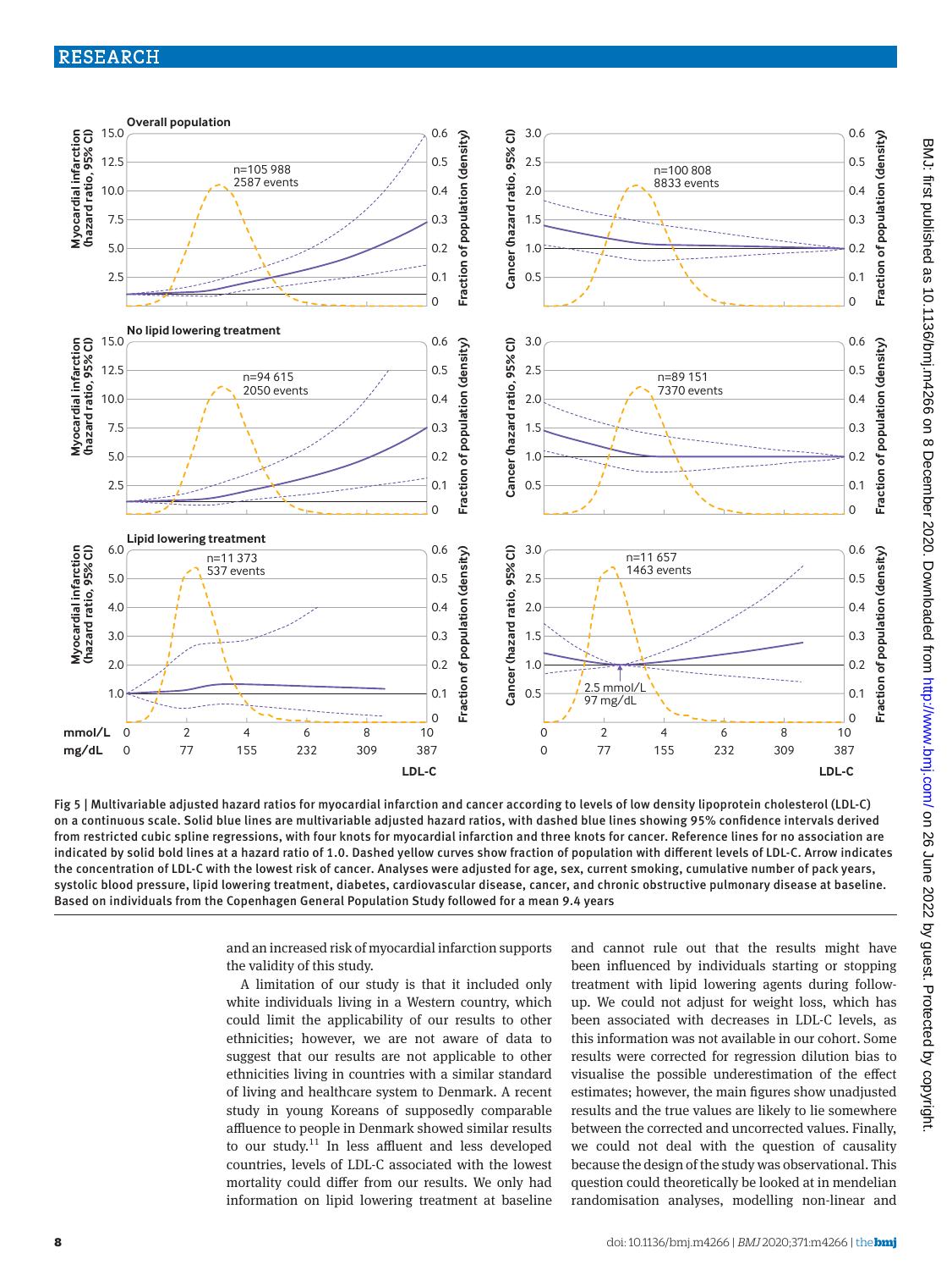Fig 5 | Multivariable adjusted hazard ratios for myocardial infarction and cancer according to levels of low density lipoprotein cholesterol (LDL-C) on a continuous scale. Solid blue lines are multivariable adjusted hazard ratios, with dashed blue lines showing 95% confidence intervals derived from restricted cubic spline regressions, with four knots for myocardial infarction and three knots for cancer. Reference lines for no association are indicated by solid bold lines at a hazard ratio of 1.0. Dashed yellow curves show fraction of population with different levels of LDL-C. Arrow indicates the concentration of LDL-C with the lowest risk of cancer. Analyses were adjusted for age, sex, current smoking, cumulative number of pack years, systolic blood pressure, lipid lowering treatment, diabetes, cardiovascular disease, cancer, and chronic obstructive pulmonary disease at baseline. Based on individuals from the Copenhagen General Population Study followed for a mean 9.4 years

and an increased risk of myocardial infarction supports the validity of this study.

A limitation of our study is that it included only white individuals living in a Western country, which could limit the applicability of our results to other ethnicities; however, we are not aware of data to suggest that our results are not applicable to other ethnicities living in countries with a similar standard of living and healthcare system to Denmark. A recent study in young Koreans of supposedly comparable affluence to people in Denmark showed similar results to our study.[11] In less affluent and less developed countries, levels of LDL-C associated with the lowest mortality could differ from our results. We only had information on lipid lowering treatment at baseline and cannot rule out that the results might have been influenced by individuals starting or stopping treatment with lipid lowering agents during follow-up. We could not adjust for weight loss, which has been associated with decreases in LDL-C levels, as this information was not available in our cohort. Some results were corrected for regression dilution bias to visualise the possible underestimation of the effect estimates; however, the main figures show unadjusted results and the true values are likely to lie somewhere between the corrected and uncorrected values. Finally, we could not deal with the question of causality because the design of the study was observational. This question could theoretically be looked at in mendelian randomisation analyses, modelling non-linear and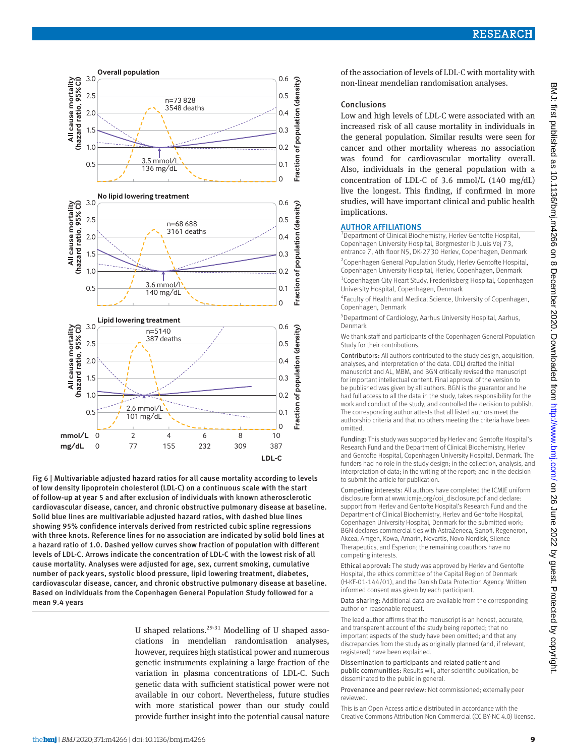Overall population

All cause mortality (hazard ratio, 95% CI)

Fraction of population (density)

n=73 828
3548 deaths

3.5 mmol/L
136 mg/dL

No lipid lowering treatment

n=68 688
3161 deaths

3.6 mmol/L
140 mg/dL

Lipid lowering treatment

n=5140
387 deaths

2.6 mmol/L
101 mg/dL

mmol/L 0 2 4 6 8 10

mg/dL 0 77 155 232 309 387

LDL-C

Fig 6 | Multivariable adjusted hazard ratios for all cause mortality according to levels of low density lipoprotein cholesterol (LDL-C) on a continuous scale with the start of follow-up at year 5 and after exclusion of individuals with known atherosclerotic cardiovascular disease, cancer, and chronic obstructive pulmonary disease at baseline. Solid blue lines are multivariable adjusted hazard ratios, with dashed blue lines showing 95% confidence intervals derived from restricted cubic spline regressions with three knots. Reference lines for no association are indicated by solid bold lines at a hazard ratio of 1.0. Dashed yellow curves show fraction of population with different levels of LDL-C. Arrows indicate the concentration of LDL-C with the lowest risk of all cause mortality. Analyses were adjusted for age, sex, current smoking, cumulative number of pack years, systolic blood pressure, lipid lowering treatment, diabetes, cardiovascular disease, cancer, and chronic obstructive pulmonary disease at baseline. Based on individuals from the Copenhagen General Population Study followed for a mean 9.4 years

U shaped relations.[29-31] Modelling of U shaped associations in mendelian randomisation analyses, however, requires high statistical power and numerous genetic instruments explaining a large fraction of the variation in plasma concentrations of LDL-C. Such genetic data with sufficient statistical power were not available in our cohort. Nevertheless, future studies with more statistical power than our study could provide further insight into the potential causal nature of the association of levels of LDL-C with mortality with non-linear mendelian randomisation analyses.

## Conclusions

Low and high levels of LDL-C were associated with an increased risk of all cause mortality in individuals in the general population. Similar results were seen for cancer and other mortality whereas no association was found for cardiovascular mortality overall. Also, individuals in the general population with a concentration of LDL-C of 3.6 mmol/L (140 mg/dL) live the longest. This finding, if confirmed in more studies, will have important clinical and public health implications.

## AUTHOR AFFILIATIONS

[1]Department of Clinical Biochemistry, Herlev Gentofte Hospital, Copenhagen University Hospital, Borgmester Ib Juuls Vej 73, entrance 7, 4th floor N5, DK-2730 Herlev, Copenhagen, Denmark

[2]Copenhagen General Population Study, Herlev Gentofte Hospital, Copenhagen University Hospital, Herlev, Copenhagen, Denmark

[3]Copenhagen City Heart Study, Frederiksberg Hospital, Copenhagen University Hospital, Copenhagen, Denmark

[4]Faculty of Health and Medical Science, University of Copenhagen, Copenhagen, Denmark

[5]Department of Cardiology, Aarhus University Hospital, Aarhus, Denmark

We thank staff and participants of the Copenhagen General Population Study for their contributions.

Contributors: All authors contributed to the study design, acquisition, analyses, and interpretation of the data. CDLJ drafted the initial manuscript and AL, MBM, and BGN critically revised the manuscript for important intellectual content. Final approval of the version to be published was given by all authors. BGN is the guarantor and he had full access to all the data in the study, takes responsibility for the work and conduct of the study, and controlled the decision to publish. The corresponding author attests that all listed authors meet the authorship criteria and that no others meeting the criteria have been omitted.

Funding: This study was supported by Herlev and Gentofte Hospital's Research Fund and the Department of Clinical Biochemistry, Herlev and Gentofte Hospital, Copenhagen University Hospital, Denmark. The funders had no role in the study design; in the collection, analysis, and interpretation of data; in the writing of the report; and in the decision to submit the article for publication.

Competing interests: All authors have completed the ICMJE uniform disclosure form at www.icmje.org/coi_disclosure.pdf and declare: support from Herlev and Gentofte Hospital's Research Fund and the Department of Clinical Biochemistry, Herlev and Gentofte Hospital, Copenhagen University Hospital, Denmark for the submitted work; BGN declares commercial ties with AstraZeneca, Sanofi, Regeneron, Akcea, Amgen, Kowa, Amarin, Novartis, Novo Nordisk, Silence Therapeutics, and Esperion; the remaining coauthors have no competing interests.

Ethical approval: The study was approved by Herlev and Gentofte Hospital, the ethics committee of the Capital Region of Denmark (H-KF-01-144/01), and the Danish Data Protection Agency. Written informed consent was given by each participant.

Data sharing: Additional data are available from the corresponding author on reasonable request.

The lead author affirms that the manuscript is an honest, accurate, and transparent account of the study being reported; that no important aspects of the study have been omitted; and that any discrepancies from the study as originally planned (and, if relevant, registered) have been explained.

Dissemination to participants and related patient and public communities: Results will, after scientific publication, be disseminated to the public in general.

Provenance and peer review: Not commissioned; externally peer reviewed.

This is an Open Access article distributed in accordance with the Creative Commons Attribution Non Commercial (CC BY-NC 4.0) license,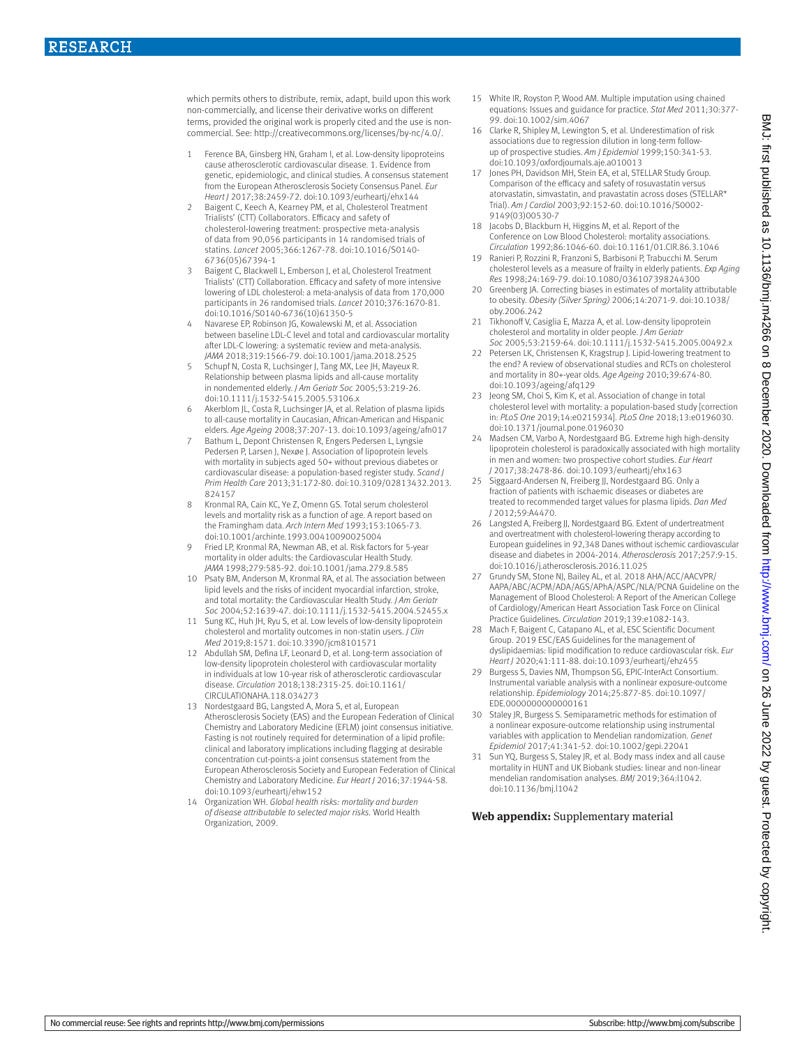which permits others to distribute, remix, adapt, build upon this work non-commercially, and license their derivative works on different terms, provided the original work is properly cited and the use is non-commercial. See: http://creativecommons.org/licenses/by-nc/4.0/.

1. Ference BA, Ginsberg HN, Graham I, et al. Low-density lipoproteins cause atherosclerotic cardiovascular disease. 1. Evidence from genetic, epidemiologic, and clinical studies. A consensus statement from the European Atherosclerosis Society Consensus Panel. *Eur Heart J* 2017;38:2459-72. doi:10.1093/eurheartj/ehx144
2. Baigent C, Keech A, Kearney PM, et al, Cholesterol Treatment Trialists' (CTT) Collaborators. Efficacy and safety of cholesterol-lowering treatment: prospective meta-analysis of data from 90,056 participants in 14 randomised trials of statins. *Lancet* 2005;366:1267-78. doi:10.1016/S0140-6736(05)67394-1
3. Baigent C, Blackwell L, Emberson J, et al, Cholesterol Treatment Trialists' (CTT) Collaboration. Efficacy and safety of more intensive lowering of LDL cholesterol: a meta-analysis of data from 170,000 participants in 26 randomised trials. *Lancet* 2010;376:1670-81. doi:10.1016/S0140-6736(10)61350-5
4. Navarese EP, Robinson JG, Kowalewski M, et al. Association between baseline LDL-C level and total and cardiovascular mortality after LDL-C lowering: a systematic review and meta-analysis. *JAMA* 2018;319:1566-79. doi:10.1001/jama.2018.2525
5. Schupf N, Costa R, Luchsinger J, Tang MX, Lee JH, Mayeux R. Relationship between plasma lipids and all-cause mortality in nondemented elderly. *J Am Geriatr Soc* 2005;53:219-26. doi:10.1111/j.1532-5415.2005.53106.x
6. Akerblom JL, Costa R, Luchsinger JA, et al. Relation of plasma lipids to all-cause mortality in Caucasian, African-American and Hispanic elders. *Age Ageing* 2008;37:207-13. doi:10.1093/ageing/afn017
7. Bathum L, Depont Christensen R, Engers Pedersen L, Lyngsie Pedersen P, Larsen J, Nexøe J. Association of lipoprotein levels with mortality in subjects aged 50+ without previous diabetes or cardiovascular disease: a population-based register study. *Scand J Prim Health Care* 2013;31:172-80. doi:10.3109/02813432.2013.824157
8. Kronmal RA, Cain KC, Ye Z, Omenn GS. Total serum cholesterol levels and mortality risk as a function of age. A report based on the Framingham data. *Arch Intern Med* 1993;153:1065-73. doi:10.1001/archinte.1993.00410090025004
9. Fried LP, Kronmal RA, Newman AB, et al. Risk factors for 5-year mortality in older adults: the Cardiovascular Health Study. *JAMA* 1998;279:585-92. doi:10.1001/jama.279.8.585
10. Psaty BM, Anderson M, Kronmal RA, et al. The association between lipid levels and the risks of incident myocardial infarction, stroke, and total mortality: the Cardiovascular Health Study. *J Am Geriatr Soc* 2004;52:1639-47. doi:10.1111/j.1532-5415.2004.52455.x
11. Sung KC, Huh JH, Ryu S, et al. Low levels of low-density lipoprotein cholesterol and mortality outcomes in non-statin users. *J Clin Med* 2019;8:1571. doi:10.3390/jcm8101571
12. Abdullah SM, Defina LF, Leonard D, et al. Long-term association of low-density lipoprotein cholesterol with cardiovascular mortality in individuals at low 10-year risk of atherosclerotic cardiovascular disease. *Circulation* 2018;138:2315-25. doi:10.1161/CIRCULATIONAHA.118.034273
13. Nordestgaard BG, Langsted A, Mora S, et al, European Atherosclerosis Society (EAS) and the European Federation of Clinical Chemistry and Laboratory Medicine (EFLM) joint consensus initiative. Fasting is not routinely required for determination of a lipid profile: clinical and laboratory implications including flagging at desirable concentration cut-points-a joint consensus statement from the European Atherosclerosis Society and European Federation of Clinical Chemistry and Laboratory Medicine. *Eur Heart J* 2016;37:1944-58. doi:10.1093/eurheartj/ehw152
14. Organization WH. *Global health risks: mortality and burden of disease attributable to selected major risks.* World Health Organization, 2009.
15. White IR, Royston P, Wood AM. Multiple imputation using chained equations: Issues and guidance for practice. *Stat Med* 2011;30:377-99. doi:10.1002/sim.4067
16. Clarke R, Shipley M, Lewington S, et al. Underestimation of risk associations due to regression dilution in long-term follow-up of prospective studies. *Am J Epidemiol* 1999;150:341-53. doi:10.1093/oxfordjournals.aje.a010013
17. Jones PH, Davidson MH, Stein EA, et al, STELLAR Study Group. Comparison of the efficacy and safety of rosuvastatin versus atorvastatin, simvastatin, and pravastatin across doses (STELLAR* Trial). *Am J Cardiol* 2003;92:152-60. doi:10.1016/S0002-9149(03)00530-7
18. Jacobs D, Blackburn H, Higgins M, et al. Report of the Conference on Low Blood Cholesterol: mortality associations. *Circulation* 1992;86:1046-60. doi:10.1161/01.CIR.86.3.1046
19. Ranieri P, Rozzini R, Franzoni S, Barbisoni P, Trabucchi M. Serum cholesterol levels as a measure of frailty in elderly patients. *Exp Aging Res* 1998;24:169-79. doi:10.1080/036107398244300
20. Greenberg JA. Correcting biases in estimates of mortality attributable to obesity. *Obesity (Silver Spring)* 2006;14:2071-9. doi:10.1038/oby.2006.242
21. Tikhonoff V, Casiglia E, Mazza A, et al. Low-density lipoprotein cholesterol and mortality in older people. *J Am Geriatr Soc* 2005;53:2159-64. doi:10.1111/j.1532-5415.2005.00492.x
22. Petersen LK, Christensen K, Kragstrup J. Lipid-lowering treatment to the end? A review of observational studies and RCTs on cholesterol and mortality in 80+-year olds. *Age Ageing* 2010;39:674-80. doi:10.1093/ageing/afq129
23. Jeong SM, Choi S, Kim K, et al. Association of change in total cholesterol level with mortality: a population-based study [correction in: *PLoS One* 2019;14:e0215934]. *PLoS One* 2018;13:e0196030. doi:10.1371/journal.pone.0196030
24. Madsen CM, Varbo A, Nordestgaard BG. Extreme high high-density lipoprotein cholesterol is paradoxically associated with high mortality in men and women: two prospective cohort studies. *Eur Heart J* 2017;38:2478-86. doi:10.1093/eurheartj/ehx163
25. Siggaard-Andersen N, Freiberg JJ, Nordestgaard BG. Only a fraction of patients with ischaemic diseases or diabetes are treated to recommended target values for plasma lipids. *Dan Med J* 2012;59:A4470.
26. Langsted A, Freiberg JJ, Nordestgaard BG. Extent of undertreatment and overtreatment with cholesterol-lowering therapy according to European guidelines in 92,348 Danes without ischemic cardiovascular disease and diabetes in 2004-2014. *Atherosclerosis* 2017;257:9-15. doi:10.1016/j.atherosclerosis.2016.11.025
27. Grundy SM, Stone NJ, Bailey AL, et al. 2018 AHA/ACC/AACVPR/AAPA/ABC/ACPM/ADA/AGS/APhA/ASPC/NLA/PCNA Guideline on the Management of Blood Cholesterol: A Report of the American College of Cardiology/American Heart Association Task Force on Clinical Practice Guidelines. *Circulation* 2019;139:e1082-143.
28. Mach F, Baigent C, Catapano AL, et al, ESC Scientific Document Group. 2019 ESC/EAS Guidelines for the management of dyslipidaemias: lipid modification to reduce cardiovascular risk. *Eur Heart J* 2020;41:111-88. doi:10.1093/eurheartj/ehz455
29. Burgess S, Davies NM, Thompson SG, EPIC-InterAct Consortium. Instrumental variable analysis with a nonlinear exposure-outcome relationship. *Epidemiology* 2014;25:877-85. doi:10.1097/EDE.0000000000000161
30. Staley JR, Burgess S. Semiparametric methods for estimation of a nonlinear exposure-outcome relationship using instrumental variables with application to Mendelian randomization. *Genet Epidemiol* 2017;41:341-52. doi:10.1002/gepi.22041
31. Sun YQ, Burgess S, Staley JR, et al. Body mass index and all cause mortality in HUNT and UK Biobank studies: linear and non-linear mendelian randomisation analyses. *BMJ* 2019;364:l1042. doi:10.1136/bmj.l1042

**Web appendix:** Supplementary material